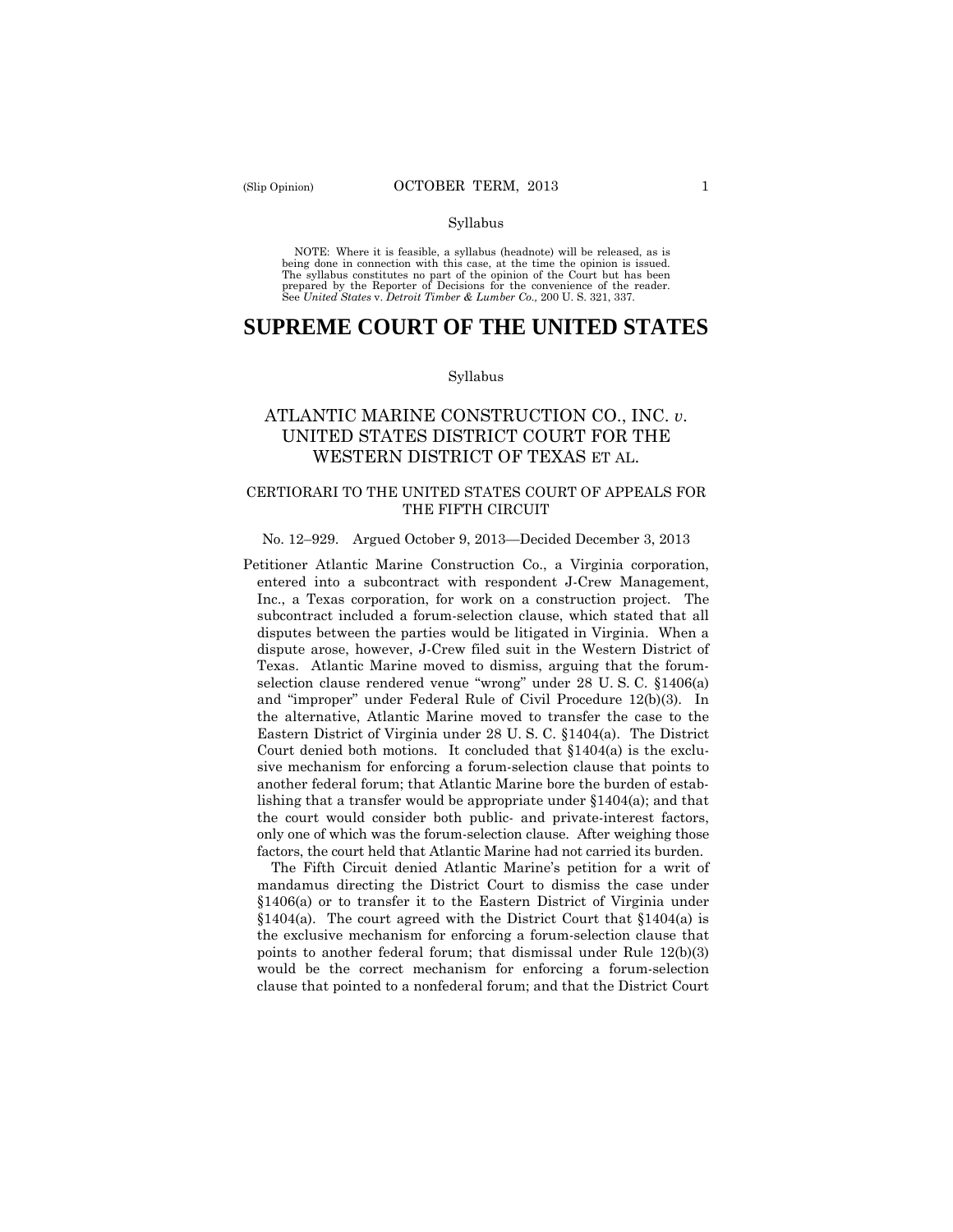Syllabus

NOTE: Where it is feasible, a syllabus (headnote) will be released, as is being done in connection with this case, at the time the opinion is issued. The syllabus constitutes no part of the opinion of the Court but has been prepared by the Reporter of Decisions for the convenience of the reader. See *United States* v. *Detroit Timber & Lumber Co.,* 200 U. S. 321, 337.

# SUPREME COURT OF THE UNITED STATES

Syllabus

## ATLANTIC MARINE CONSTRUCTION CO., INC. *v*. UNITED STATES DISTRICT COURT FOR THE WESTERN DISTRICT OF TEXAS ET AL.

### CERTIORARI TO THE UNITED STATES COURT OF APPEALS FOR THE FIFTH CIRCUIT

No. 12–929. Argued October 9, 2013—Decided December 3, 2013

Petitioner Atlantic Marine Construction Co., a Virginia corporation, entered into a subcontract with respondent J-Crew Management, Inc., a Texas corporation, for work on a construction project. The subcontract included a forum-selection clause, which stated that all disputes between the parties would be litigated in Virginia. When a dispute arose, however, J-Crew filed suit in the Western District of Texas. Atlantic Marine moved to dismiss, arguing that the forum-selection clause rendered venue "wrong" under 28 U. S. C. §1406(a) and "improper" under Federal Rule of Civil Procedure 12(b)(3). In the alternative, Atlantic Marine moved to transfer the case to the Eastern District of Virginia under 28 U. S. C. §1404(a). The District Court denied both motions. It concluded that §1404(a) is the exclusive mechanism for enforcing a forum-selection clause that points to another federal forum; that Atlantic Marine bore the burden of establishing that a transfer would be appropriate under §1404(a); and that the court would consider both public- and private-interest factors, only one of which was the forum-selection clause. After weighing those factors, the court held that Atlantic Marine had not carried its burden.

The Fifth Circuit denied Atlantic Marine's petition for a writ of mandamus directing the District Court to dismiss the case under §1406(a) or to transfer it to the Eastern District of Virginia under §1404(a). The court agreed with the District Court that §1404(a) is the exclusive mechanism for enforcing a forum-selection clause that points to another federal forum; that dismissal under Rule 12(b)(3) would be the correct mechanism for enforcing a forum-selection clause that pointed to a nonfederal forum; and that the District Court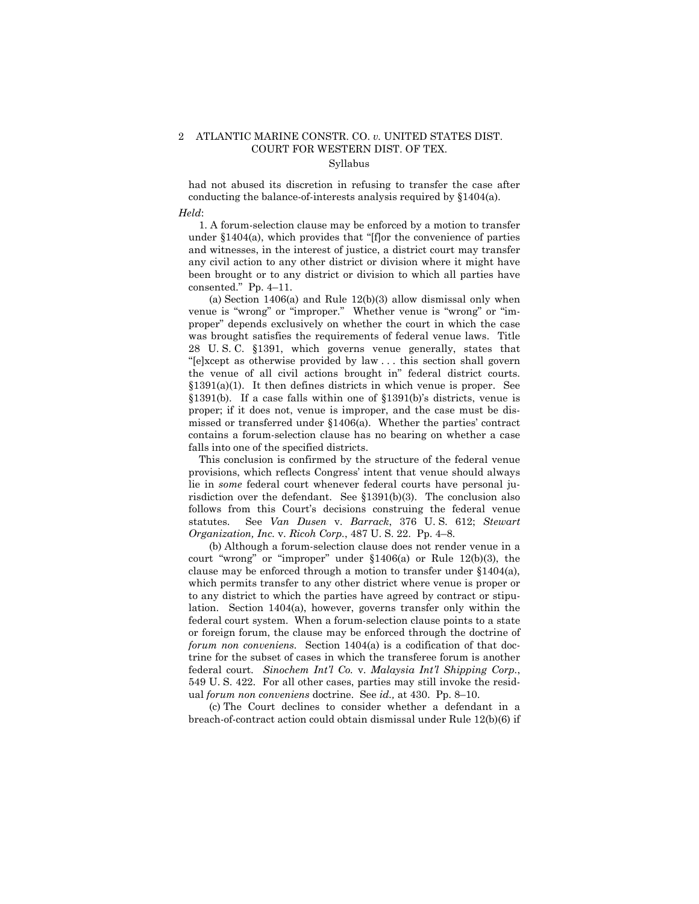had not abused its discretion in refusing to transfer the case after conducting the balance-of-interests analysis required by §1404(a).

*Held*:

1. A forum-selection clause may be enforced by a motion to transfer under §1404(a), which provides that "[f]or the convenience of parties and witnesses, in the interest of justice, a district court may transfer any civil action to any other district or division where it might have been brought or to any district or division to which all parties have consented." Pp. 4–11.

(a) Section 1406(a) and Rule 12(b)(3) allow dismissal only when venue is "wrong" or "improper." Whether venue is "wrong" or "improper" depends exclusively on whether the court in which the case was brought satisfies the requirements of federal venue laws. Title 28 U. S. C. §1391, which governs venue generally, states that "[e]xcept as otherwise provided by law . . . this section shall govern the venue of all civil actions brought in" federal district courts. §1391(a)(1). It then defines districts in which venue is proper. See §1391(b). If a case falls within one of §1391(b)'s districts, venue is proper; if it does not, venue is improper, and the case must be dismissed or transferred under §1406(a). Whether the parties' contract contains a forum-selection clause has no bearing on whether a case falls into one of the specified districts.

This conclusion is confirmed by the structure of the federal venue provisions, which reflects Congress' intent that venue should always lie in *some* federal court whenever federal courts have personal jurisdiction over the defendant. See §1391(b)(3). The conclusion also follows from this Court's decisions construing the federal venue statutes. See *Van Dusen* v. *Barrack*, 376 U. S. 612; *Stewart Organization, Inc.* v. *Ricoh Corp.*, 487 U. S. 22. Pp. 4–8.

(b) Although a forum-selection clause does not render venue in a court "wrong" or "improper" under §1406(a) or Rule 12(b)(3), the clause may be enforced through a motion to transfer under §1404(a), which permits transfer to any other district where venue is proper or to any district to which the parties have agreed by contract or stipulation. Section 1404(a), however, governs transfer only within the federal court system. When a forum-selection clause points to a state or foreign forum, the clause may be enforced through the doctrine of *forum non conveniens*. Section 1404(a) is a codification of that doctrine for the subset of cases in which the transferee forum is another federal court. *Sinochem Int'l Co.* v. *Malaysia Int'l Shipping Corp.*, 549 U. S. 422. For all other cases, parties may still invoke the residual *forum non conveniens* doctrine. See *id.,* at 430. Pp. 8–10.

(c) The Court declines to consider whether a defendant in a breach-of-contract action could obtain dismissal under Rule 12(b)(6) if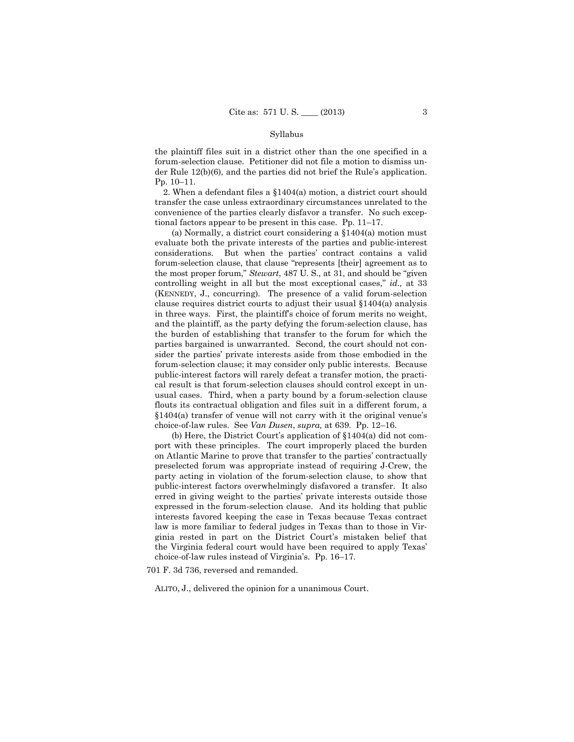the plaintiff files suit in a district other than the one specified in a forum-selection clause. Petitioner did not file a motion to dismiss under Rule 12(b)(6), and the parties did not brief the Rule's application. Pp. 10–11.

2. When a defendant files a §1404(a) motion, a district court should transfer the case unless extraordinary circumstances unrelated to the convenience of the parties clearly disfavor a transfer. No such exceptional factors appear to be present in this case. Pp. 11–17.

(a) Normally, a district court considering a §1404(a) motion must evaluate both the private interests of the parties and public-interest considerations. But when the parties' contract contains a valid forum-selection clause, that clause "represents [their] agreement as to the most proper forum," *Stewart*, 487 U. S., at 31, and should be "given controlling weight in all but the most exceptional cases," *id.,* at 33 (KENNEDY, J., concurring). The presence of a valid forum-selection clause requires district courts to adjust their usual §1404(a) analysis in three ways. First, the plaintiff's choice of forum merits no weight, and the plaintiff, as the party defying the forum-selection clause, has the burden of establishing that transfer to the forum for which the parties bargained is unwarranted. Second, the court should not consider the parties' private interests aside from those embodied in the forum-selection clause; it may consider only public interests. Because public-interest factors will rarely defeat a transfer motion, the practical result is that forum-selection clauses should control except in unusual cases. Third, when a party bound by a forum-selection clause flouts its contractual obligation and files suit in a different forum, a §1404(a) transfer of venue will not carry with it the original venue's choice-of-law rules. See *Van Dusen*, *supra,* at 639. Pp. 12–16.

(b) Here, the District Court's application of §1404(a) did not comport with these principles. The court improperly placed the burden on Atlantic Marine to prove that transfer to the parties' contractually preselected forum was appropriate instead of requiring J-Crew, the party acting in violation of the forum-selection clause, to show that public-interest factors overwhelmingly disfavored a transfer. It also erred in giving weight to the parties' private interests outside those expressed in the forum-selection clause. And its holding that public interests favored keeping the case in Texas because Texas contract law is more familiar to federal judges in Texas than to those in Virginia rested in part on the District Court's mistaken belief that the Virginia federal court would have been required to apply Texas' choice-of-law rules instead of Virginia's. Pp. 16–17.

701 F. 3d 736, reversed and remanded.

ALITO, J., delivered the opinion for a unanimous Court.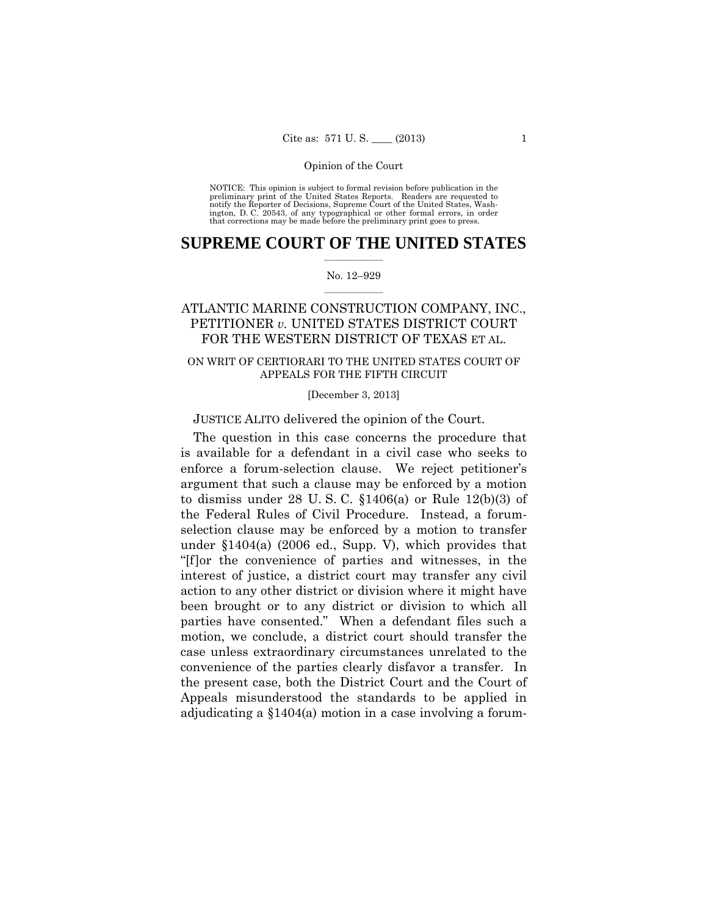Opinion of the Court

NOTICE: This opinion is subject to formal revision before publication in the preliminary print of the United States Reports. Readers are requested to notify the Reporter of Decisions, Supreme Court of the United States, Washington, D. C. 20543, of any typographical or other formal errors, in order that corrections may be made before the preliminary print goes to press.

# SUPREME COURT OF THE UNITED STATES

No. 12–929

ATLANTIC MARINE CONSTRUCTION COMPANY, INC., PETITIONER *v.* UNITED STATES DISTRICT COURT FOR THE WESTERN DISTRICT OF TEXAS ET AL.

ON WRIT OF CERTIORARI TO THE UNITED STATES COURT OF APPEALS FOR THE FIFTH CIRCUIT

[December 3, 2013]

JUSTICE ALITO delivered the opinion of the Court.

The question in this case concerns the procedure that is available for a defendant in a civil case who seeks to enforce a forum-selection clause. We reject petitioner's argument that such a clause may be enforced by a motion to dismiss under 28 U. S. C. §1406(a) or Rule 12(b)(3) of the Federal Rules of Civil Procedure. Instead, a forum-selection clause may be enforced by a motion to transfer under §1404(a) (2006 ed., Supp. V), which provides that "[f]or the convenience of parties and witnesses, in the interest of justice, a district court may transfer any civil action to any other district or division where it might have been brought or to any district or division to which all parties have consented." When a defendant files such a motion, we conclude, a district court should transfer the case unless extraordinary circumstances unrelated to the convenience of the parties clearly disfavor a transfer. In the present case, both the District Court and the Court of Appeals misunderstood the standards to be applied in adjudicating a §1404(a) motion in a case involving a forum-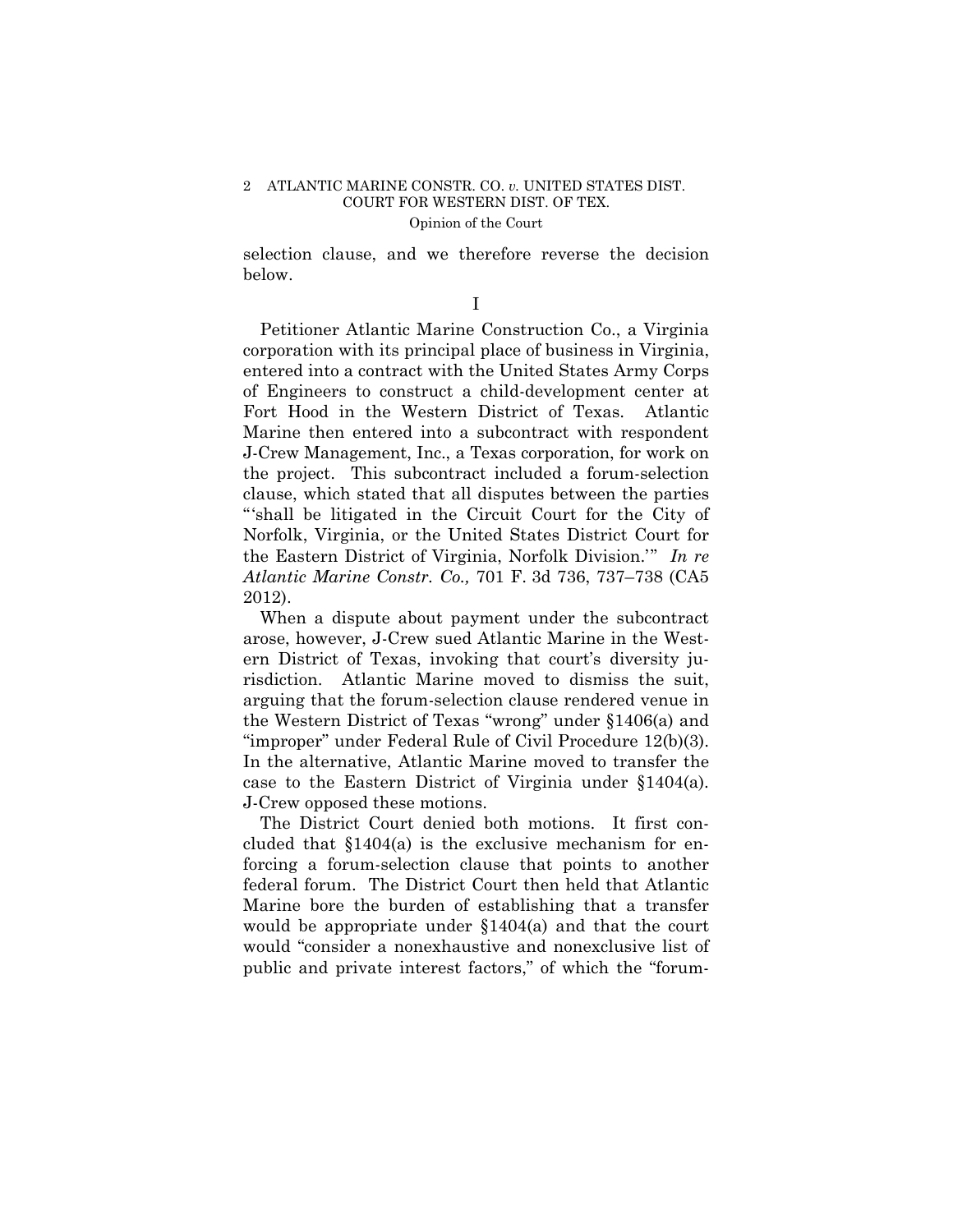selection clause, and we therefore reverse the decision below.

I

Petitioner Atlantic Marine Construction Co., a Virginia corporation with its principal place of business in Virginia, entered into a contract with the United States Army Corps of Engineers to construct a child-development center at Fort Hood in the Western District of Texas. Atlantic Marine then entered into a subcontract with respondent J-Crew Management, Inc., a Texas corporation, for work on the project. This subcontract included a forum-selection clause, which stated that all disputes between the parties "'shall be litigated in the Circuit Court for the City of Norfolk, Virginia, or the United States District Court for the Eastern District of Virginia, Norfolk Division.'" *In re Atlantic Marine Constr. Co.,* 701 F. 3d 736, 737–738 (CA5 2012).

When a dispute about payment under the subcontract arose, however, J-Crew sued Atlantic Marine in the Western District of Texas, invoking that court's diversity jurisdiction. Atlantic Marine moved to dismiss the suit, arguing that the forum-selection clause rendered venue in the Western District of Texas "wrong" under §1406(a) and "improper" under Federal Rule of Civil Procedure 12(b)(3). In the alternative, Atlantic Marine moved to transfer the case to the Eastern District of Virginia under §1404(a). J-Crew opposed these motions.

The District Court denied both motions. It first concluded that §1404(a) is the exclusive mechanism for enforcing a forum-selection clause that points to another federal forum. The District Court then held that Atlantic Marine bore the burden of establishing that a transfer would be appropriate under §1404(a) and that the court would "consider a nonexhaustive and nonexclusive list of public and private interest factors," of which the "forum-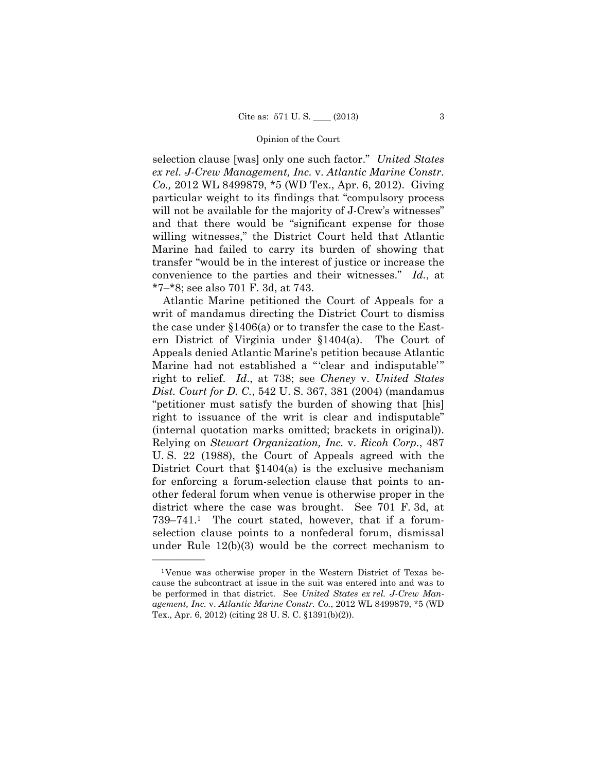selection clause [was] only one such factor." *United States ex rel. J-Crew Management, Inc.* v. *Atlantic Marine Constr. Co.,* 2012 WL 8499879, *5 (WD Tex., Apr. 6, 2012). Giving particular weight to its findings that "compulsory process will not be available for the majority of J-Crew's witnesses" and that there would be "significant expense for those willing witnesses," the District Court held that Atlantic Marine had failed to carry its burden of showing that transfer "would be in the interest of justice or increase the convenience to the parties and their witnesses." *Id.*, at *7–*8; see also 701 F. 3d, at 743.

Atlantic Marine petitioned the Court of Appeals for a writ of mandamus directing the District Court to dismiss the case under §1406(a) or to transfer the case to the Eastern District of Virginia under §1404(a). The Court of Appeals denied Atlantic Marine's petition because Atlantic Marine had not established a "'clear and indisputable'" right to relief. *Id.*, at 738; see *Cheney* v. *United States Dist. Court for D. C.*, 542 U. S. 367, 381 (2004) (mandamus "petitioner must satisfy the burden of showing that [his] right to issuance of the writ is clear and indisputable" (internal quotation marks omitted; brackets in original)). Relying on *Stewart Organization, Inc.* v. *Ricoh Corp.*, 487 U. S. 22 (1988), the Court of Appeals agreed with the District Court that §1404(a) is the exclusive mechanism for enforcing a forum-selection clause that points to another federal forum when venue is otherwise proper in the district where the case was brought. See 701 F. 3d, at 739–741.[1] The court stated, however, that if a forum-selection clause points to a nonfederal forum, dismissal under Rule 12(b)(3) would be the correct mechanism to

---

[1] Venue was otherwise proper in the Western District of Texas because the subcontract at issue in the suit was entered into and was to be performed in that district. See *United States ex rel. J-Crew Management, Inc.* v. *Atlantic Marine Constr. Co.*, 2012 WL 8499879, *5 (WD Tex., Apr. 6, 2012) (citing 28 U. S. C. §1391(b)(2)).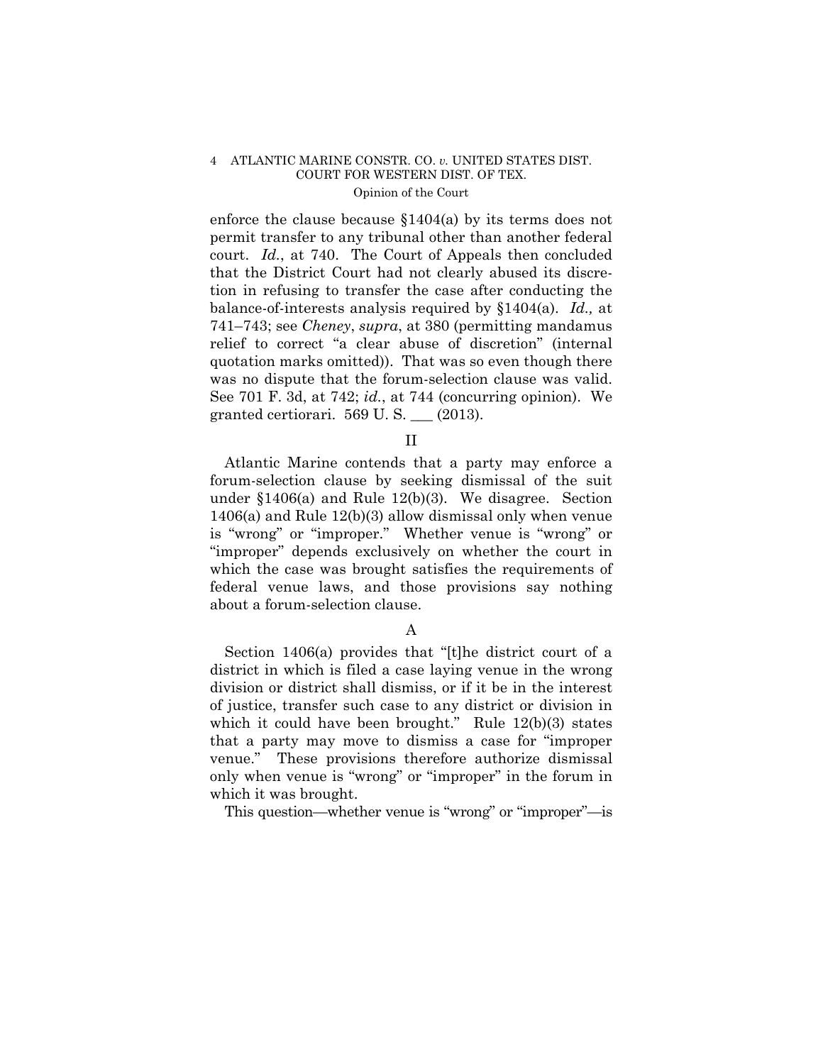enforce the clause because §1404(a) by its terms does not permit transfer to any tribunal other than another federal court. *Id.*, at 740. The Court of Appeals then concluded that the District Court had not clearly abused its discretion in refusing to transfer the case after conducting the balance-of-interests analysis required by §1404(a). *Id.,* at 741–743; see *Cheney*, *supra*, at 380 (permitting mandamus relief to correct "a clear abuse of discretion" (internal quotation marks omitted)). That was so even though there was no dispute that the forum-selection clause was valid. See 701 F. 3d, at 742; *id.*, at 744 (concurring opinion). We granted certiorari. 569 U. S. ___ (2013).

## II

Atlantic Marine contends that a party may enforce a forum-selection clause by seeking dismissal of the suit under §1406(a) and Rule 12(b)(3). We disagree. Section 1406(a) and Rule 12(b)(3) allow dismissal only when venue is "wrong" or "improper." Whether venue is "wrong" or "improper" depends exclusively on whether the court in which the case was brought satisfies the requirements of federal venue laws, and those provisions say nothing about a forum-selection clause.

### A

Section 1406(a) provides that "[t]he district court of a district in which is filed a case laying venue in the wrong division or district shall dismiss, or if it be in the interest of justice, transfer such case to any district or division in which it could have been brought." Rule 12(b)(3) states that a party may move to dismiss a case for "improper venue." These provisions therefore authorize dismissal only when venue is "wrong" or "improper" in the forum in which it was brought.

This question—whether venue is "wrong" or "improper"—is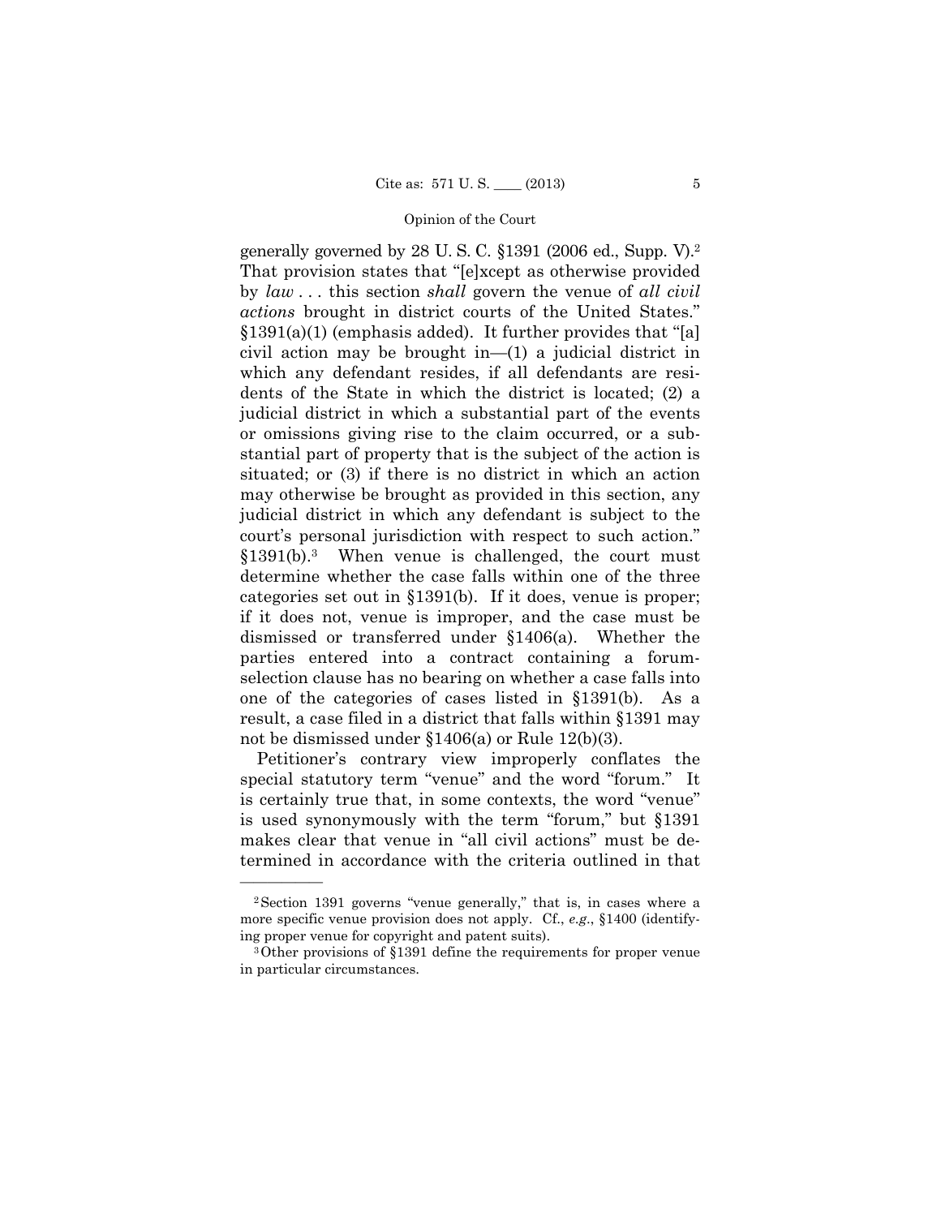generally governed by 28 U. S. C. §1391 (2006 ed., Supp. V).[2] That provision states that "[e]xcept as otherwise provided by *law* . . . this section *shall* govern the venue of *all civil actions* brought in district courts of the United States." §1391(a)(1) (emphasis added). It further provides that "[a] civil action may be brought in—(1) a judicial district in which any defendant resides, if all defendants are residents of the State in which the district is located; (2) a judicial district in which a substantial part of the events or omissions giving rise to the claim occurred, or a substantial part of property that is the subject of the action is situated; or (3) if there is no district in which an action may otherwise be brought as provided in this section, any judicial district in which any defendant is subject to the court's personal jurisdiction with respect to such action." §1391(b).[3] When venue is challenged, the court must determine whether the case falls within one of the three categories set out in §1391(b). If it does, venue is proper; if it does not, venue is improper, and the case must be dismissed or transferred under §1406(a). Whether the parties entered into a contract containing a forum-selection clause has no bearing on whether a case falls into one of the categories of cases listed in §1391(b). As a result, a case filed in a district that falls within §1391 may not be dismissed under §1406(a) or Rule 12(b)(3).

Petitioner's contrary view improperly conflates the special statutory term "venue" and the word "forum." It is certainly true that, in some contexts, the word "venue" is used synonymously with the term "forum," but §1391 makes clear that venue in "all civil actions" must be determined in accordance with the criteria outlined in that

---

[2] Section 1391 governs "venue generally," that is, in cases where a more specific venue provision does not apply. Cf., *e.g.*, §1400 (identifying proper venue for copyright and patent suits).

[3] Other provisions of §1391 define the requirements for proper venue in particular circumstances.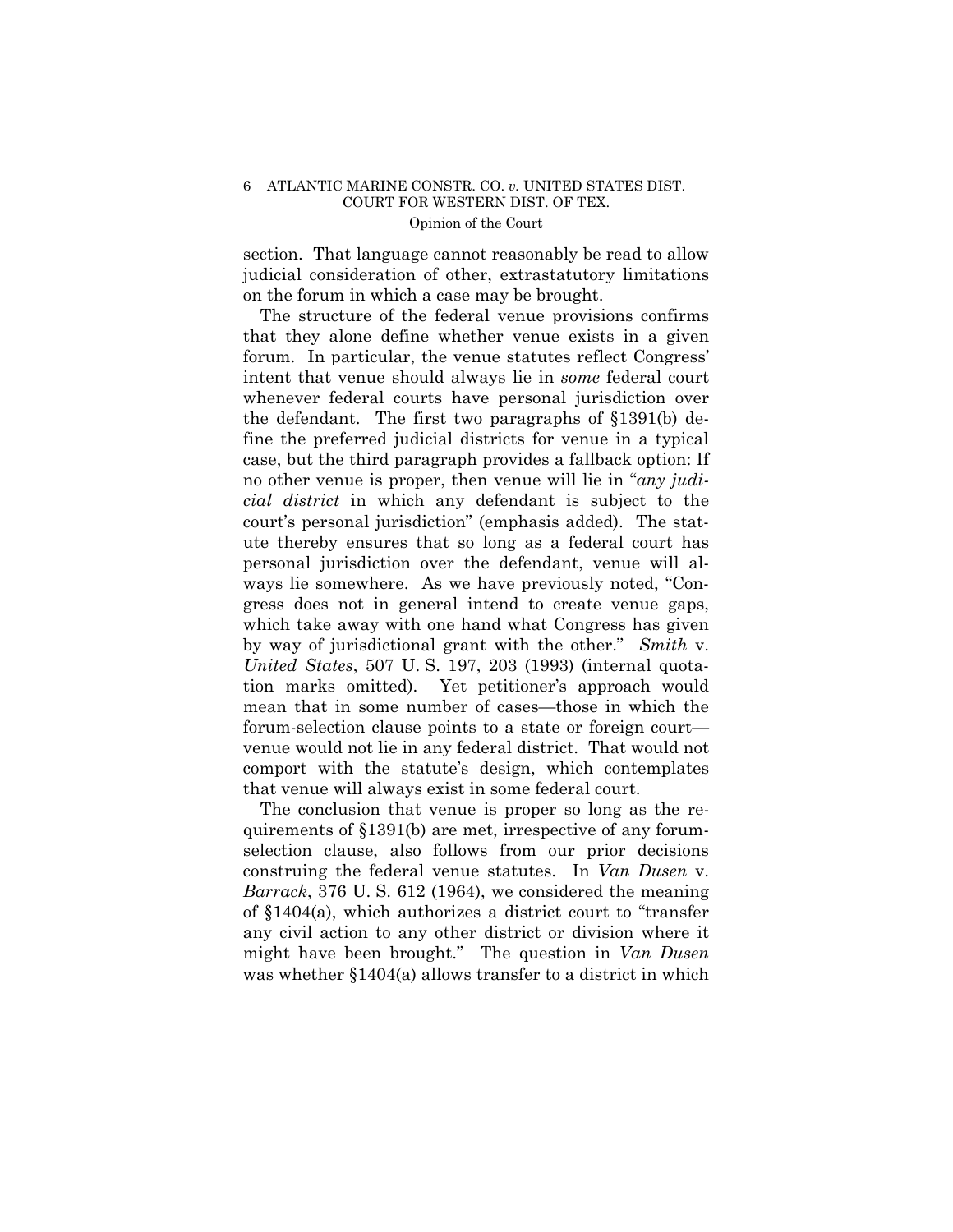section. That language cannot reasonably be read to allow judicial consideration of other, extrastatutory limitations on the forum in which a case may be brought.

The structure of the federal venue provisions confirms that they alone define whether venue exists in a given forum. In particular, the venue statutes reflect Congress' intent that venue should always lie in *some* federal court whenever federal courts have personal jurisdiction over the defendant. The first two paragraphs of §1391(b) define the preferred judicial districts for venue in a typical case, but the third paragraph provides a fallback option: If no other venue is proper, then venue will lie in "*any judicial district* in which any defendant is subject to the court's personal jurisdiction" (emphasis added). The statute thereby ensures that so long as a federal court has personal jurisdiction over the defendant, venue will always lie somewhere. As we have previously noted, "Congress does not in general intend to create venue gaps, which take away with one hand what Congress has given by way of jurisdictional grant with the other." *Smith* v. *United States*, 507 U. S. 197, 203 (1993) (internal quotation marks omitted). Yet petitioner's approach would mean that in some number of cases—those in which the forum-selection clause points to a state or foreign court—venue would not lie in any federal district. That would not comport with the statute's design, which contemplates that venue will always exist in some federal court.

The conclusion that venue is proper so long as the requirements of §1391(b) are met, irrespective of any forum-selection clause, also follows from our prior decisions construing the federal venue statutes. In *Van Dusen* v. *Barrack*, 376 U. S. 612 (1964), we considered the meaning of §1404(a), which authorizes a district court to "transfer any civil action to any other district or division where it might have been brought." The question in *Van Dusen* was whether §1404(a) allows transfer to a district in which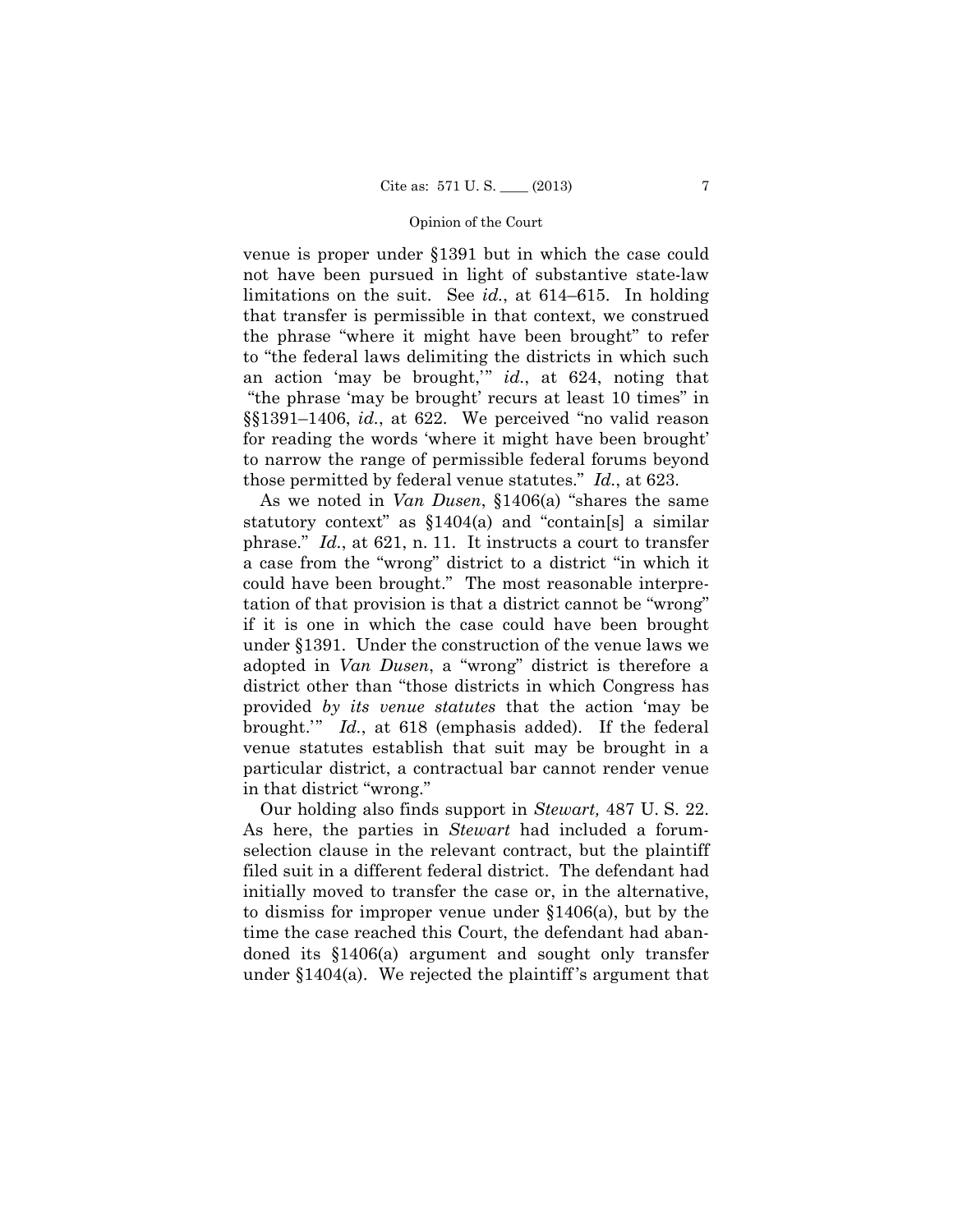venue is proper under §1391 but in which the case could not have been pursued in light of substantive state-law limitations on the suit. See *id.*, at 614–615. In holding that transfer is permissible in that context, we construed the phrase "where it might have been brought" to refer to "the federal laws delimiting the districts in which such an action 'may be brought,'" *id.*, at 624, noting that "the phrase 'may be brought' recurs at least 10 times" in §§1391–1406, *id.*, at 622. We perceived "no valid reason for reading the words 'where it might have been brought' to narrow the range of permissible federal forums beyond those permitted by federal venue statutes." *Id.*, at 623.

As we noted in *Van Dusen*, §1406(a) "shares the same statutory context" as §1404(a) and "contain[s] a similar phrase." *Id.*, at 621, n. 11. It instructs a court to transfer a case from the "wrong" district to a district "in which it could have been brought." The most reasonable interpretation of that provision is that a district cannot be "wrong" if it is one in which the case could have been brought under §1391. Under the construction of the venue laws we adopted in *Van Dusen*, a "wrong" district is therefore a district other than "those districts in which Congress has provided *by its venue statutes* that the action 'may be brought.'" *Id.*, at 618 (emphasis added). If the federal venue statutes establish that suit may be brought in a particular district, a contractual bar cannot render venue in that district "wrong."

Our holding also finds support in *Stewart,* 487 U. S. 22. As here, the parties in *Stewart* had included a forum-selection clause in the relevant contract, but the plaintiff filed suit in a different federal district. The defendant had initially moved to transfer the case or, in the alternative, to dismiss for improper venue under §1406(a), but by the time the case reached this Court, the defendant had abandoned its §1406(a) argument and sought only transfer under §1404(a). We rejected the plaintiff's argument that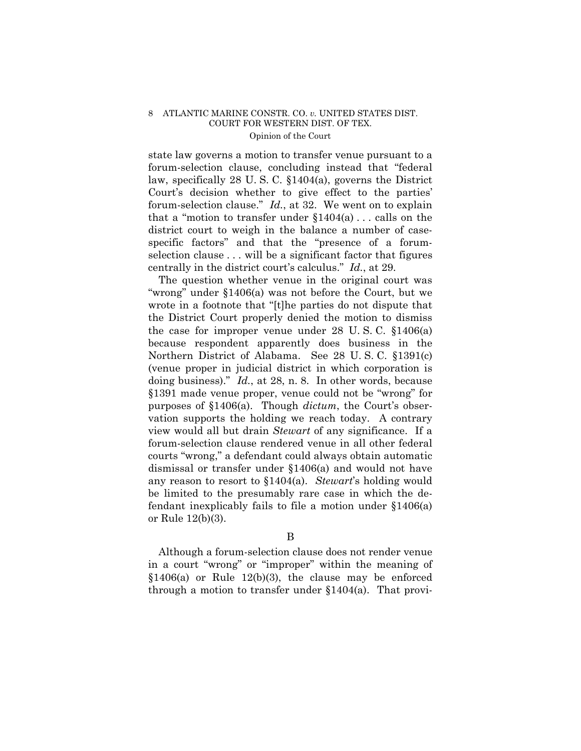state law governs a motion to transfer venue pursuant to a forum-selection clause, concluding instead that "federal law, specifically 28 U. S. C. §1404(a), governs the District Court's decision whether to give effect to the parties' forum-selection clause." *Id.*, at 32. We went on to explain that a "motion to transfer under §1404(a) . . . calls on the district court to weigh in the balance a number of case-specific factors" and that the "presence of a forum-selection clause . . . will be a significant factor that figures centrally in the district court's calculus." *Id.*, at 29.

The question whether venue in the original court was "wrong" under §1406(a) was not before the Court, but we wrote in a footnote that "[t]he parties do not dispute that the District Court properly denied the motion to dismiss the case for improper venue under 28 U. S. C. §1406(a) because respondent apparently does business in the Northern District of Alabama. See 28 U. S. C. §1391(c) (venue proper in judicial district in which corporation is doing business)." *Id.*, at 28, n. 8. In other words, because §1391 made venue proper, venue could not be "wrong" for purposes of §1406(a). Though *dictum*, the Court's observation supports the holding we reach today. A contrary view would all but drain *Stewart* of any significance. If a forum-selection clause rendered venue in all other federal courts "wrong," a defendant could always obtain automatic dismissal or transfer under §1406(a) and would not have any reason to resort to §1404(a). *Stewart*'s holding would be limited to the presumably rare case in which the defendant inexplicably fails to file a motion under §1406(a) or Rule 12(b)(3).

## B

Although a forum-selection clause does not render venue in a court "wrong" or "improper" within the meaning of §1406(a) or Rule 12(b)(3), the clause may be enforced through a motion to transfer under §1404(a). That provi-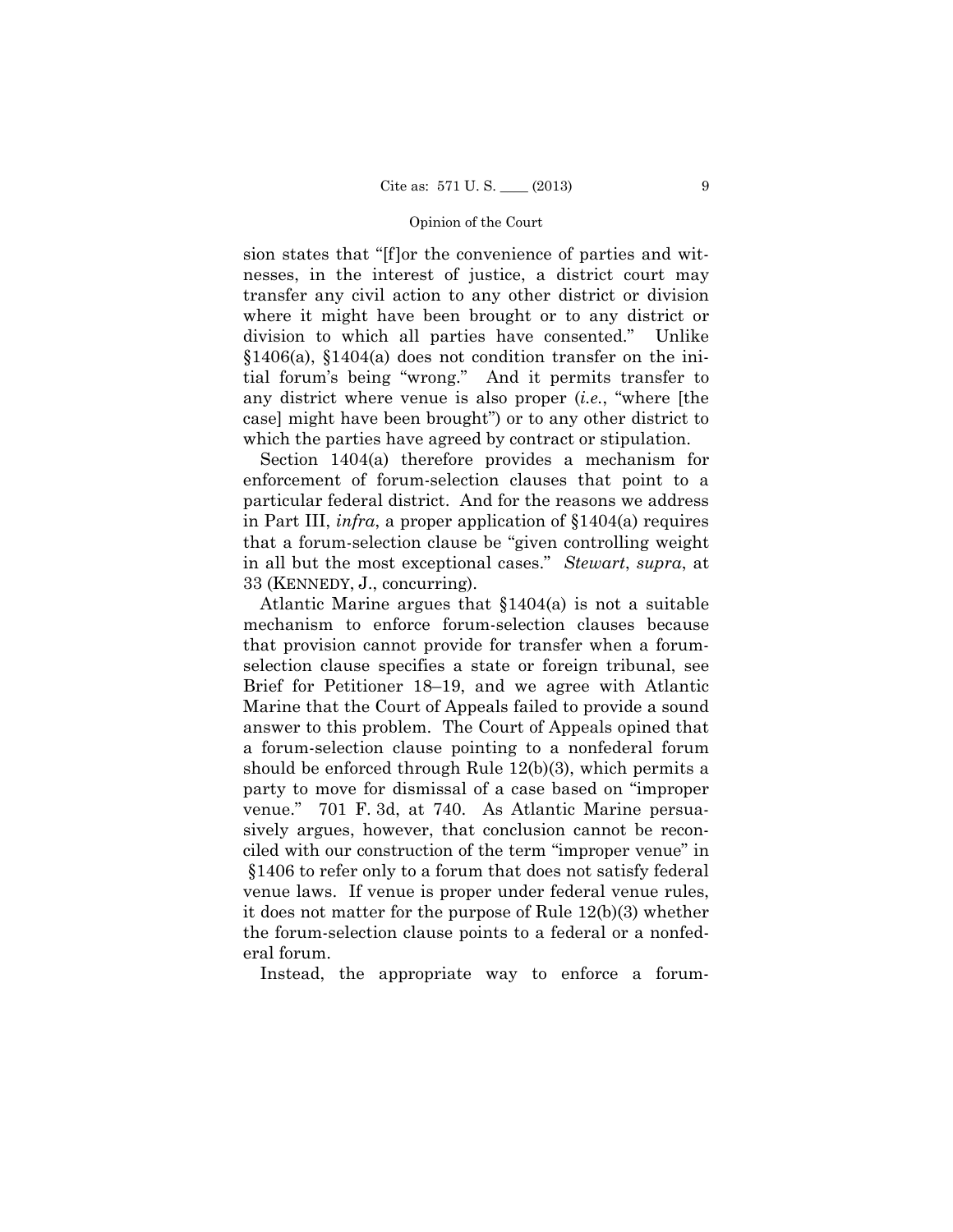sion states that "[f]or the convenience of parties and witnesses, in the interest of justice, a district court may transfer any civil action to any other district or division where it might have been brought or to any district or division to which all parties have consented." Unlike §1406(a), §1404(a) does not condition transfer on the initial forum's being "wrong." And it permits transfer to any district where venue is also proper (*i.e.*, "where [the case] might have been brought") or to any other district to which the parties have agreed by contract or stipulation.

Section 1404(a) therefore provides a mechanism for enforcement of forum-selection clauses that point to a particular federal district. And for the reasons we address in Part III, *infra*, a proper application of §1404(a) requires that a forum-selection clause be "given controlling weight in all but the most exceptional cases." *Stewart*, *supra*, at 33 (KENNEDY, J., concurring).

Atlantic Marine argues that §1404(a) is not a suitable mechanism to enforce forum-selection clauses because that provision cannot provide for transfer when a forum-selection clause specifies a state or foreign tribunal, see Brief for Petitioner 18–19, and we agree with Atlantic Marine that the Court of Appeals failed to provide a sound answer to this problem. The Court of Appeals opined that a forum-selection clause pointing to a nonfederal forum should be enforced through Rule 12(b)(3), which permits a party to move for dismissal of a case based on "improper venue." 701 F. 3d, at 740. As Atlantic Marine persuasively argues, however, that conclusion cannot be reconciled with our construction of the term "improper venue" in §1406 to refer only to a forum that does not satisfy federal venue laws. If venue is proper under federal venue rules, it does not matter for the purpose of Rule 12(b)(3) whether the forum-selection clause points to a federal or a nonfederal forum.

Instead, the appropriate way to enforce a forum-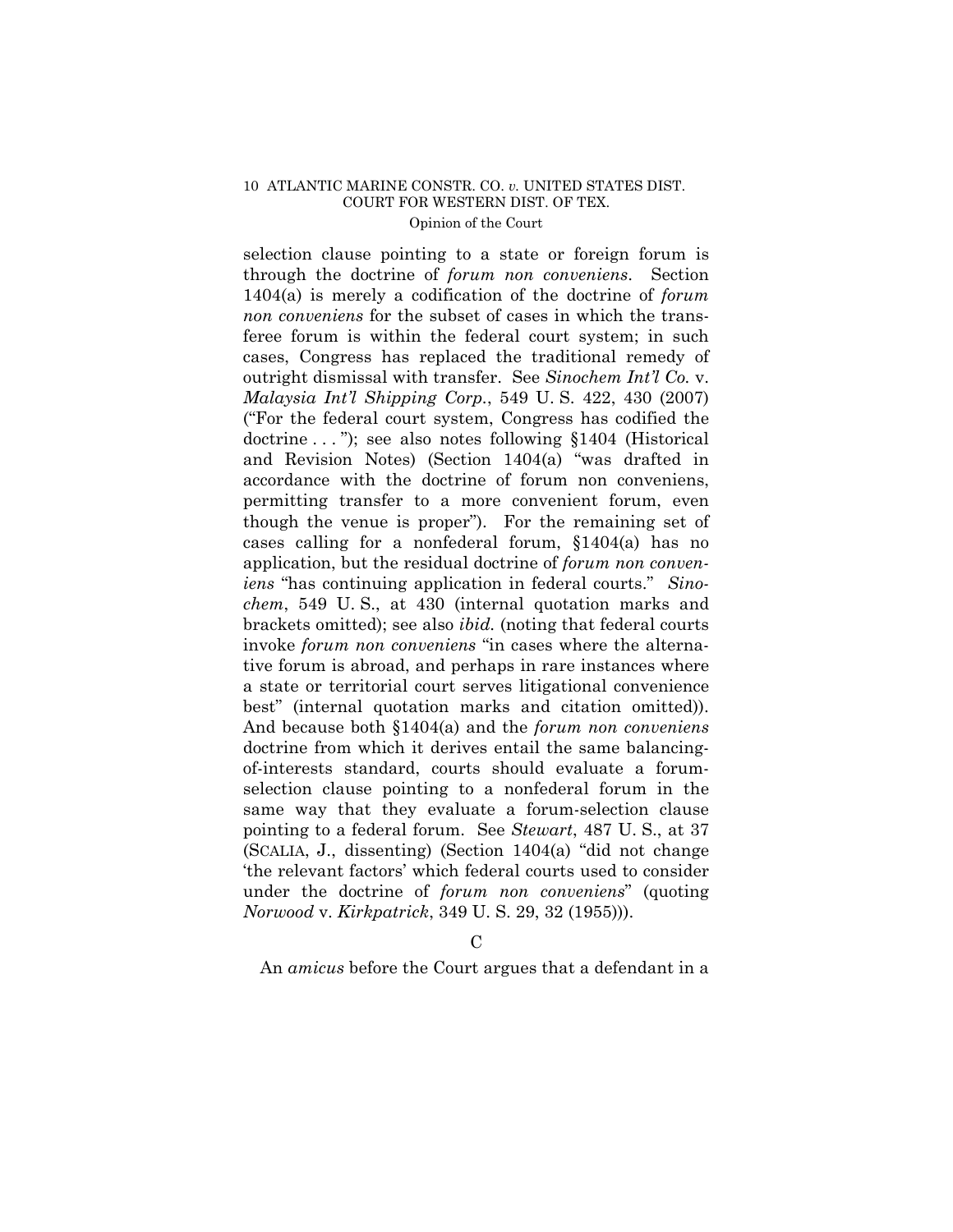selection clause pointing to a state or foreign forum is through the doctrine of *forum non conveniens*. Section 1404(a) is merely a codification of the doctrine of *forum non conveniens* for the subset of cases in which the transferee forum is within the federal court system; in such cases, Congress has replaced the traditional remedy of outright dismissal with transfer. See *Sinochem Int'l Co.* v. *Malaysia Int'l Shipping Corp.*, 549 U. S. 422, 430 (2007) ("For the federal court system, Congress has codified the doctrine . . . "); see also notes following §1404 (Historical and Revision Notes) (Section 1404(a) "was drafted in accordance with the doctrine of forum non conveniens, permitting transfer to a more convenient forum, even though the venue is proper"). For the remaining set of cases calling for a nonfederal forum, §1404(a) has no application, but the residual doctrine of *forum non conveniens* "has continuing application in federal courts." *Sinochem*, 549 U. S., at 430 (internal quotation marks and brackets omitted); see also *ibid.* (noting that federal courts invoke *forum non conveniens* "in cases where the alternative forum is abroad, and perhaps in rare instances where a state or territorial court serves litigational convenience best" (internal quotation marks and citation omitted)). And because both §1404(a) and the *forum non conveniens* doctrine from which it derives entail the same balancing-of-interests standard, courts should evaluate a forum-selection clause pointing to a nonfederal forum in the same way that they evaluate a forum-selection clause pointing to a federal forum. See *Stewart*, 487 U. S., at 37 (SCALIA, J., dissenting) (Section 1404(a) "did not change 'the relevant factors' which federal courts used to consider under the doctrine of *forum non conveniens*" (quoting *Norwood* v. *Kirkpatrick*, 349 U. S. 29, 32 (1955))).

C

An *amicus* before the Court argues that a defendant in a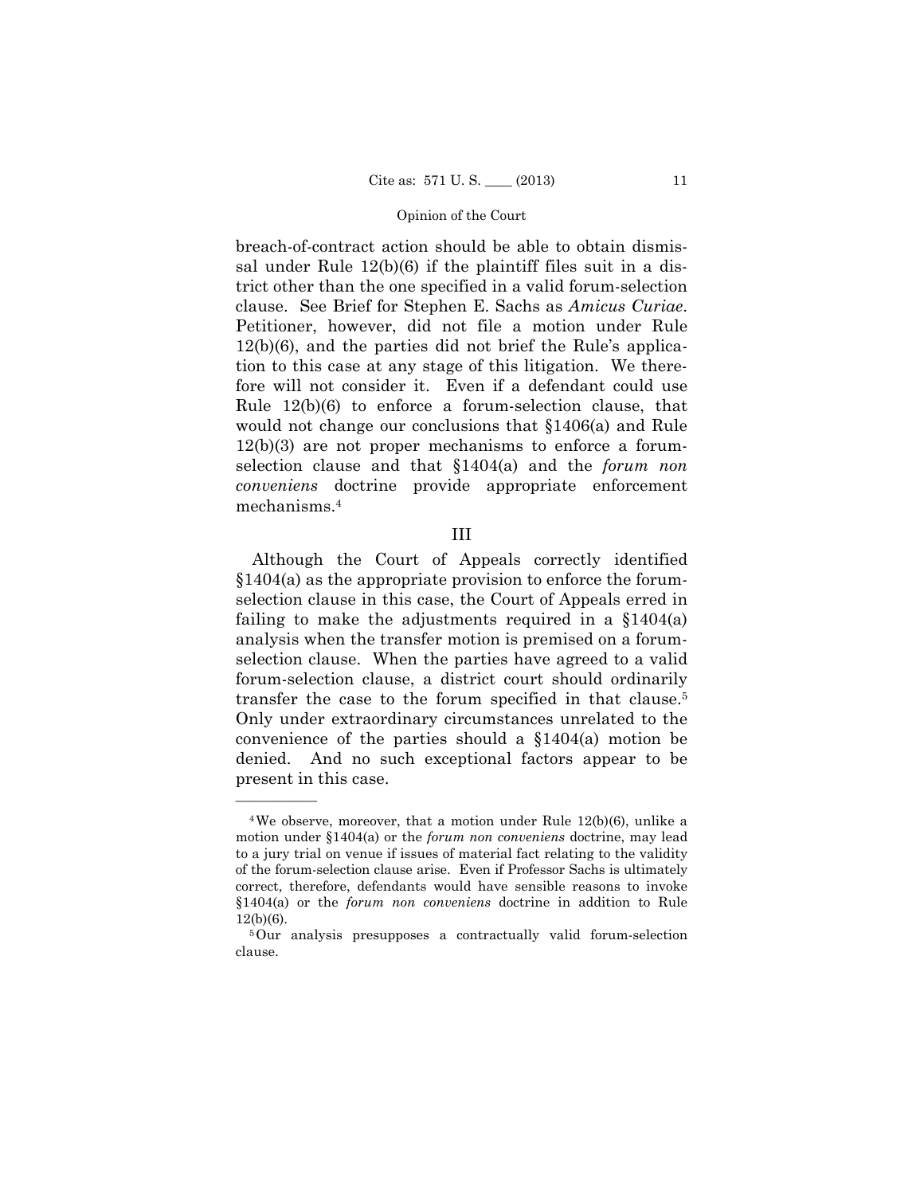breach-of-contract action should be able to obtain dismissal under Rule 12(b)(6) if the plaintiff files suit in a district other than the one specified in a valid forum-selection clause. See Brief for Stephen E. Sachs as *Amicus Curiae*. Petitioner, however, did not file a motion under Rule 12(b)(6), and the parties did not brief the Rule's application to this case at any stage of this litigation. We therefore will not consider it. Even if a defendant could use Rule 12(b)(6) to enforce a forum-selection clause, that would not change our conclusions that §1406(a) and Rule 12(b)(3) are not proper mechanisms to enforce a forum-selection clause and that §1404(a) and the *forum non conveniens* doctrine provide appropriate enforcement mechanisms.[4]

## III

Although the Court of Appeals correctly identified §1404(a) as the appropriate provision to enforce the forum-selection clause in this case, the Court of Appeals erred in failing to make the adjustments required in a §1404(a) analysis when the transfer motion is premised on a forum-selection clause. When the parties have agreed to a valid forum-selection clause, a district court should ordinarily transfer the case to the forum specified in that clause.[5] Only under extraordinary circumstances unrelated to the convenience of the parties should a §1404(a) motion be denied. And no such exceptional factors appear to be present in this case.

---

[4] We observe, moreover, that a motion under Rule 12(b)(6), unlike a motion under §1404(a) or the *forum non conveniens* doctrine, may lead to a jury trial on venue if issues of material fact relating to the validity of the forum-selection clause arise. Even if Professor Sachs is ultimately correct, therefore, defendants would have sensible reasons to invoke §1404(a) or the *forum non conveniens* doctrine in addition to Rule 12(b)(6).

[5] Our analysis presupposes a contractually valid forum-selection clause.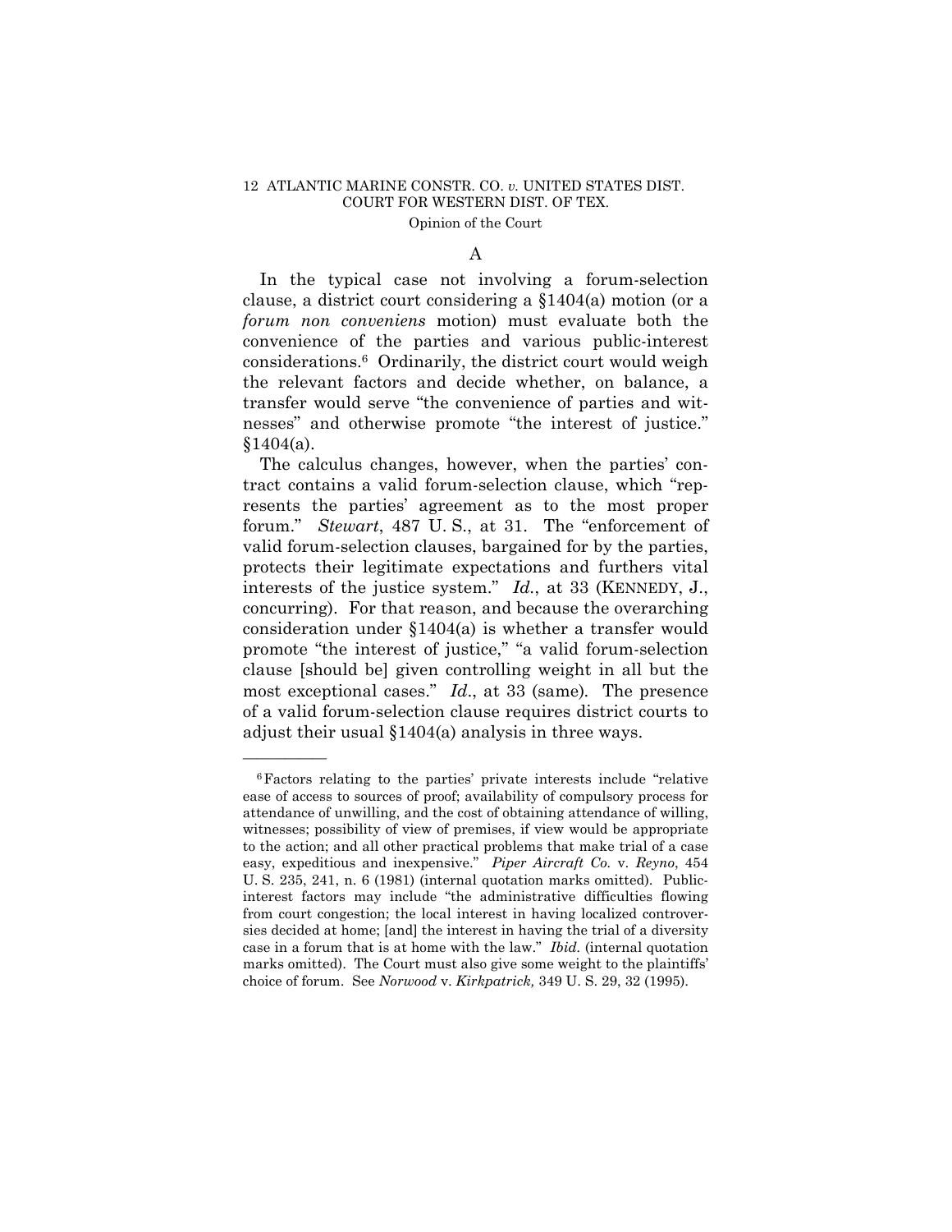### A

In the typical case not involving a forum-selection clause, a district court considering a §1404(a) motion (or a *forum non conveniens* motion) must evaluate both the convenience of the parties and various public-interest considerations.[6] Ordinarily, the district court would weigh the relevant factors and decide whether, on balance, a transfer would serve "the convenience of parties and witnesses" and otherwise promote "the interest of justice." §1404(a).

The calculus changes, however, when the parties' contract contains a valid forum-selection clause, which "represents the parties' agreement as to the most proper forum." *Stewart*, 487 U. S., at 31. The "enforcement of valid forum-selection clauses, bargained for by the parties, protects their legitimate expectations and furthers vital interests of the justice system." *Id.*, at 33 (KENNEDY, J., concurring). For that reason, and because the overarching consideration under §1404(a) is whether a transfer would promote "the interest of justice," "a valid forum-selection clause [should be] given controlling weight in all but the most exceptional cases." *Id.*, at 33 (same). The presence of a valid forum-selection clause requires district courts to adjust their usual §1404(a) analysis in three ways.

---

[6] Factors relating to the parties' private interests include "relative ease of access to sources of proof; availability of compulsory process for attendance of unwilling, and the cost of obtaining attendance of willing, witnesses; possibility of view of premises, if view would be appropriate to the action; and all other practical problems that make trial of a case easy, expeditious and inexpensive." *Piper Aircraft Co.* v. *Reyno*, 454 U. S. 235, 241, n. 6 (1981) (internal quotation marks omitted). Public-interest factors may include "the administrative difficulties flowing from court congestion; the local interest in having localized controversies decided at home; [and] the interest in having the trial of a diversity case in a forum that is at home with the law." *Ibid.* (internal quotation marks omitted). The Court must also give some weight to the plaintiffs' choice of forum. See *Norwood* v. *Kirkpatrick,* 349 U. S. 29, 32 (1995).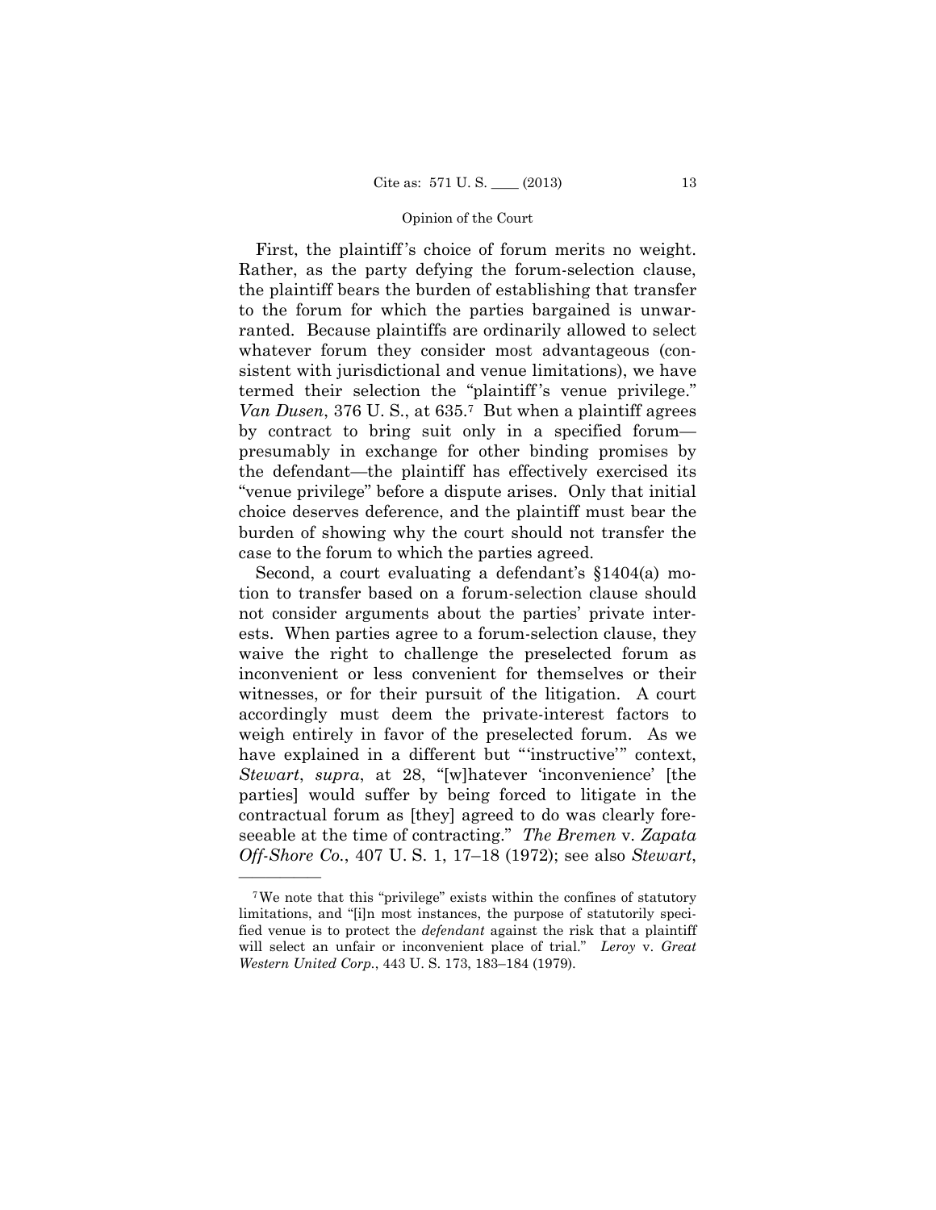First, the plaintiff's choice of forum merits no weight. Rather, as the party defying the forum-selection clause, the plaintiff bears the burden of establishing that transfer to the forum for which the parties bargained is unwarranted. Because plaintiffs are ordinarily allowed to select whatever forum they consider most advantageous (consistent with jurisdictional and venue limitations), we have termed their selection the "plaintiff's venue privilege." *Van Dusen*, 376 U. S., at 635.[7] But when a plaintiff agrees by contract to bring suit only in a specified forum—presumably in exchange for other binding promises by the defendant—the plaintiff has effectively exercised its "venue privilege" before a dispute arises. Only that initial choice deserves deference, and the plaintiff must bear the burden of showing why the court should not transfer the case to the forum to which the parties agreed.

Second, a court evaluating a defendant's §1404(a) motion to transfer based on a forum-selection clause should not consider arguments about the parties' private interests. When parties agree to a forum-selection clause, they waive the right to challenge the preselected forum as inconvenient or less convenient for themselves or their witnesses, or for their pursuit of the litigation. A court accordingly must deem the private-interest factors to weigh entirely in favor of the preselected forum. As we have explained in a different but "'instructive'" context, *Stewart*, *supra*, at 28, "[w]hatever 'inconvenience' [the parties] would suffer by being forced to litigate in the contractual forum as [they] agreed to do was clearly foreseeable at the time of contracting." *The Bremen* v. *Zapata Off-Shore Co.*, 407 U. S. 1, 17–18 (1972); see also *Stewart*,

---

[7] We note that this "privilege" exists within the confines of statutory limitations, and "[i]n most instances, the purpose of statutorily specified venue is to protect the *defendant* against the risk that a plaintiff will select an unfair or inconvenient place of trial." *Leroy* v. *Great Western United Corp.*, 443 U. S. 173, 183–184 (1979).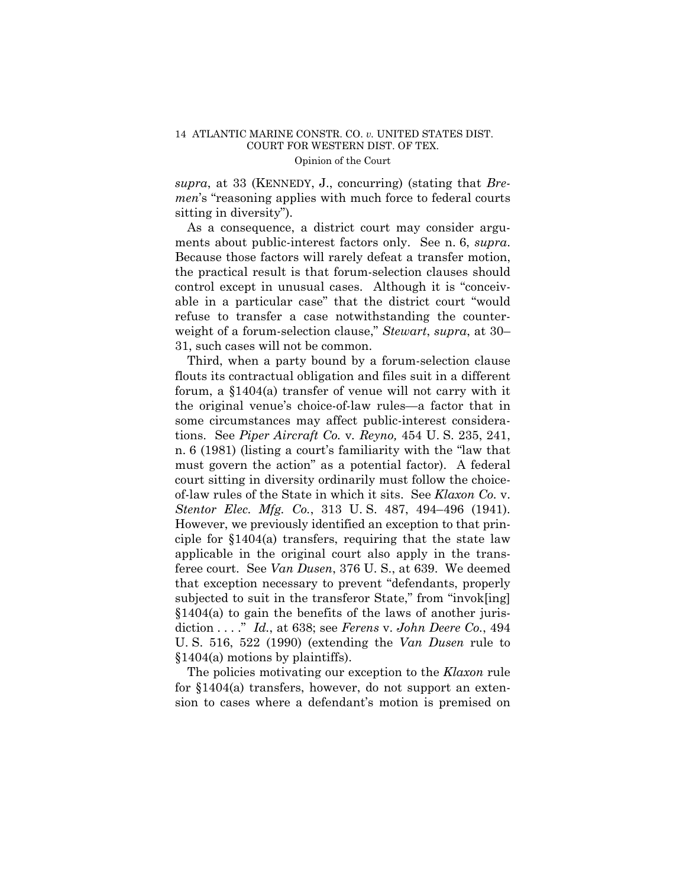*supra*, at 33 (KENNEDY, J., concurring) (stating that *Bremen*'s "reasoning applies with much force to federal courts sitting in diversity").

As a consequence, a district court may consider arguments about public-interest factors only. See n. 6, *supra*. Because those factors will rarely defeat a transfer motion, the practical result is that forum-selection clauses should control except in unusual cases. Although it is "conceivable in a particular case" that the district court "would refuse to transfer a case notwithstanding the counterweight of a forum-selection clause," *Stewart*, *supra*, at 30–31, such cases will not be common.

Third, when a party bound by a forum-selection clause flouts its contractual obligation and files suit in a different forum, a §1404(a) transfer of venue will not carry with it the original venue's choice-of-law rules—a factor that in some circumstances may affect public-interest considerations. See *Piper Aircraft Co.* v. *Reyno,* 454 U. S. 235, 241, n. 6 (1981) (listing a court's familiarity with the "law that must govern the action" as a potential factor). A federal court sitting in diversity ordinarily must follow the choice-of-law rules of the State in which it sits. See *Klaxon Co.* v. *Stentor Elec. Mfg. Co.*, 313 U. S. 487, 494–496 (1941). However, we previously identified an exception to that principle for §1404(a) transfers, requiring that the state law applicable in the original court also apply in the transferee court. See *Van Dusen*, 376 U. S., at 639. We deemed that exception necessary to prevent "defendants, properly subjected to suit in the transferor State," from "invok[ing] §1404(a) to gain the benefits of the laws of another jurisdiction . . . ." *Id.*, at 638; see *Ferens* v. *John Deere Co.*, 494 U. S. 516, 522 (1990) (extending the *Van Dusen* rule to §1404(a) motions by plaintiffs).

The policies motivating our exception to the *Klaxon* rule for §1404(a) transfers, however, do not support an extension to cases where a defendant's motion is premised on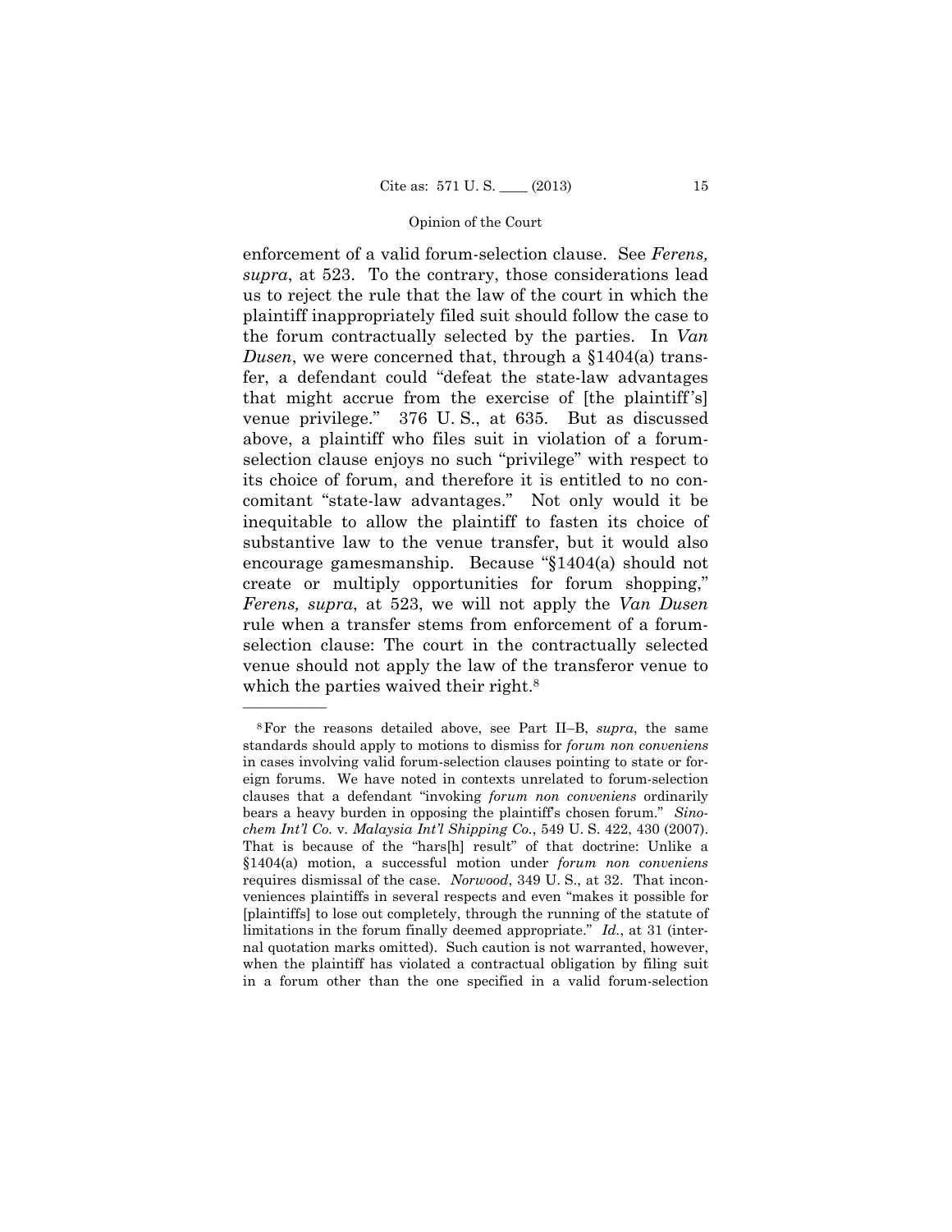enforcement of a valid forum-selection clause. See *Ferens, supra*, at 523. To the contrary, those considerations lead us to reject the rule that the law of the court in which the plaintiff inappropriately filed suit should follow the case to the forum contractually selected by the parties. In *Van Dusen*, we were concerned that, through a §1404(a) transfer, a defendant could "defeat the state-law advantages that might accrue from the exercise of [the plaintiff's] venue privilege." 376 U. S., at 635. But as discussed above, a plaintiff who files suit in violation of a forum-selection clause enjoys no such "privilege" with respect to its choice of forum, and therefore it is entitled to no concomitant "state-law advantages." Not only would it be inequitable to allow the plaintiff to fasten its choice of substantive law to the venue transfer, but it would also encourage gamesmanship. Because "§1404(a) should not create or multiply opportunities for forum shopping," *Ferens, supra*, at 523, we will not apply the *Van Dusen* rule when a transfer stems from enforcement of a forum-selection clause: The court in the contractually selected venue should not apply the law of the transferor venue to which the parties waived their right.[8]

---

[8] For the reasons detailed above, see Part II–B, *supra*, the same standards should apply to motions to dismiss for *forum non conveniens* in cases involving valid forum-selection clauses pointing to state or foreign forums. We have noted in contexts unrelated to forum-selection clauses that a defendant "invoking *forum non conveniens* ordinarily bears a heavy burden in opposing the plaintiff's chosen forum." *Sinochem Int'l Co.* v. *Malaysia Int'l Shipping Co.*, 549 U. S. 422, 430 (2007). That is because of the "hars[h] result" of that doctrine: Unlike a §1404(a) motion, a successful motion under *forum non conveniens* requires dismissal of the case. *Norwood*, 349 U. S., at 32. That inconveniences plaintiffs in several respects and even "makes it possible for [plaintiffs] to lose out completely, through the running of the statute of limitations in the forum finally deemed appropriate." *Id.*, at 31 (internal quotation marks omitted). Such caution is not warranted, however, when the plaintiff has violated a contractual obligation by filing suit in a forum other than the one specified in a valid forum-selection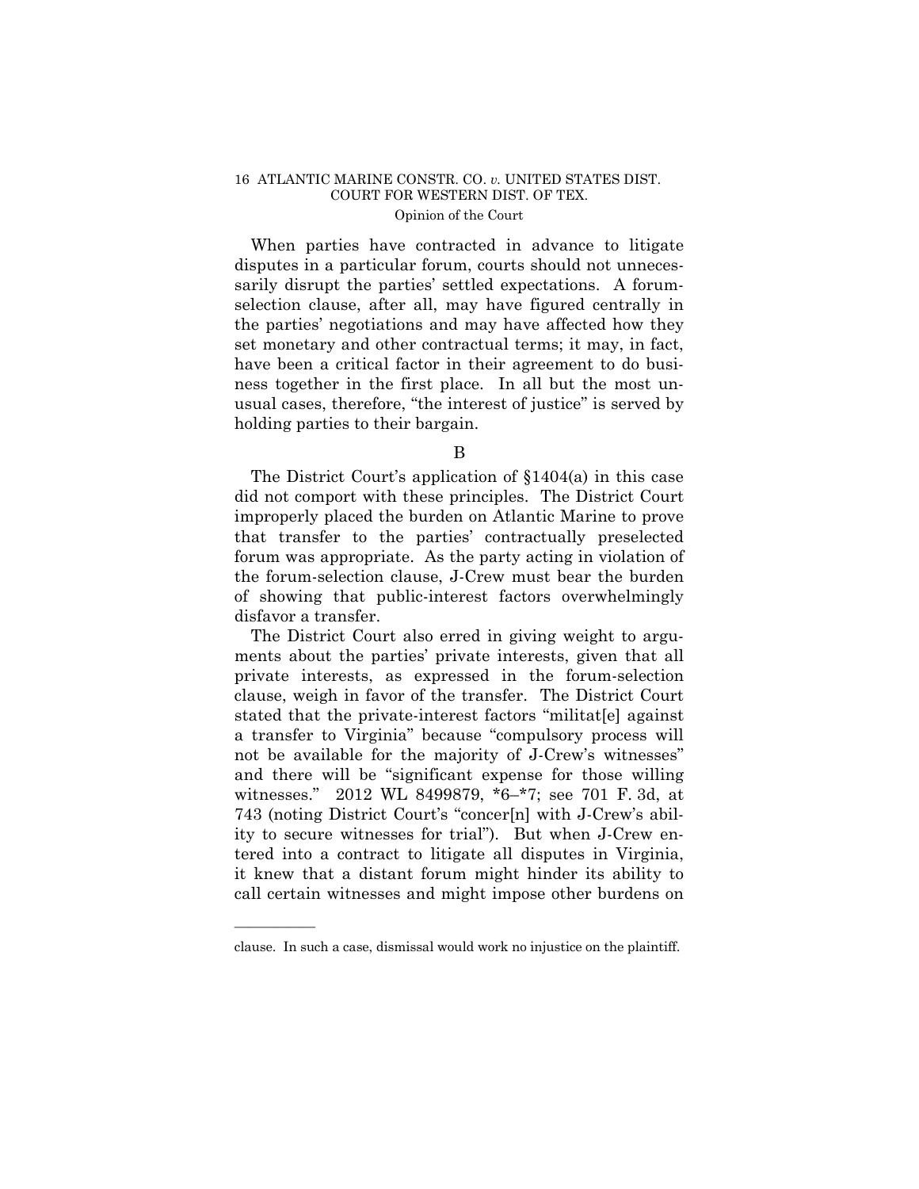When parties have contracted in advance to litigate disputes in a particular forum, courts should not unnecessarily disrupt the parties' settled expectations. A forum-selection clause, after all, may have figured centrally in the parties' negotiations and may have affected how they set monetary and other contractual terms; it may, in fact, have been a critical factor in their agreement to do business together in the first place. In all but the most unusual cases, therefore, "the interest of justice" is served by holding parties to their bargain.

B

The District Court's application of §1404(a) in this case did not comport with these principles. The District Court improperly placed the burden on Atlantic Marine to prove that transfer to the parties' contractually preselected forum was appropriate. As the party acting in violation of the forum-selection clause, J-Crew must bear the burden of showing that public-interest factors overwhelmingly disfavor a transfer.

The District Court also erred in giving weight to arguments about the parties' private interests, given that all private interests, as expressed in the forum-selection clause, weigh in favor of the transfer. The District Court stated that the private-interest factors "militat[e] against a transfer to Virginia" because "compulsory process will not be available for the majority of J-Crew's witnesses" and there will be "significant expense for those willing witnesses." 2012 WL 8499879, *6–*7; see 701 F. 3d, at 743 (noting District Court's "concer[n] with J-Crew's ability to secure witnesses for trial"). But when J-Crew entered into a contract to litigate all disputes in Virginia, it knew that a distant forum might hinder its ability to call certain witnesses and might impose other burdens on

---

clause. In such a case, dismissal would work no injustice on the plaintiff.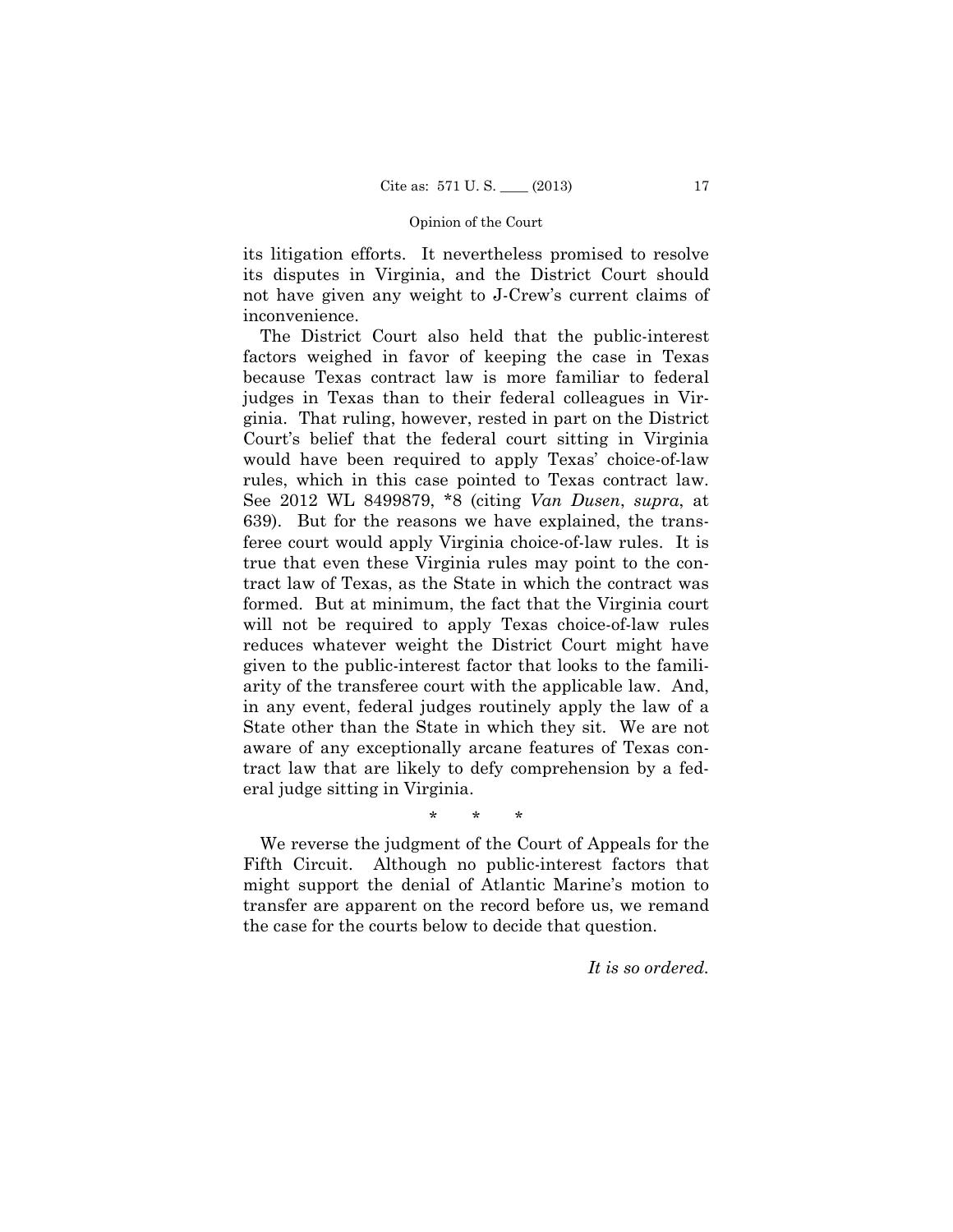its litigation efforts. It nevertheless promised to resolve its disputes in Virginia, and the District Court should not have given any weight to J-Crew's current claims of inconvenience.

The District Court also held that the public-interest factors weighed in favor of keeping the case in Texas because Texas contract law is more familiar to federal judges in Texas than to their federal colleagues in Virginia. That ruling, however, rested in part on the District Court's belief that the federal court sitting in Virginia would have been required to apply Texas' choice-of-law rules, which in this case pointed to Texas contract law. See 2012 WL 8499879, *8 (citing *Van Dusen*, *supra*, at 639). But for the reasons we have explained, the transferee court would apply Virginia choice-of-law rules. It is true that even these Virginia rules may point to the contract law of Texas, as the State in which the contract was formed. But at minimum, the fact that the Virginia court will not be required to apply Texas choice-of-law rules reduces whatever weight the District Court might have given to the public-interest factor that looks to the familiarity of the transferee court with the applicable law. And, in any event, federal judges routinely apply the law of a State other than the State in which they sit. We are not aware of any exceptionally arcane features of Texas contract law that are likely to defy comprehension by a federal judge sitting in Virginia.

\* \* \*

We reverse the judgment of the Court of Appeals for the Fifth Circuit. Although no public-interest factors that might support the denial of Atlantic Marine's motion to transfer are apparent on the record before us, we remand the case for the courts below to decide that question.

*It is so ordered.*